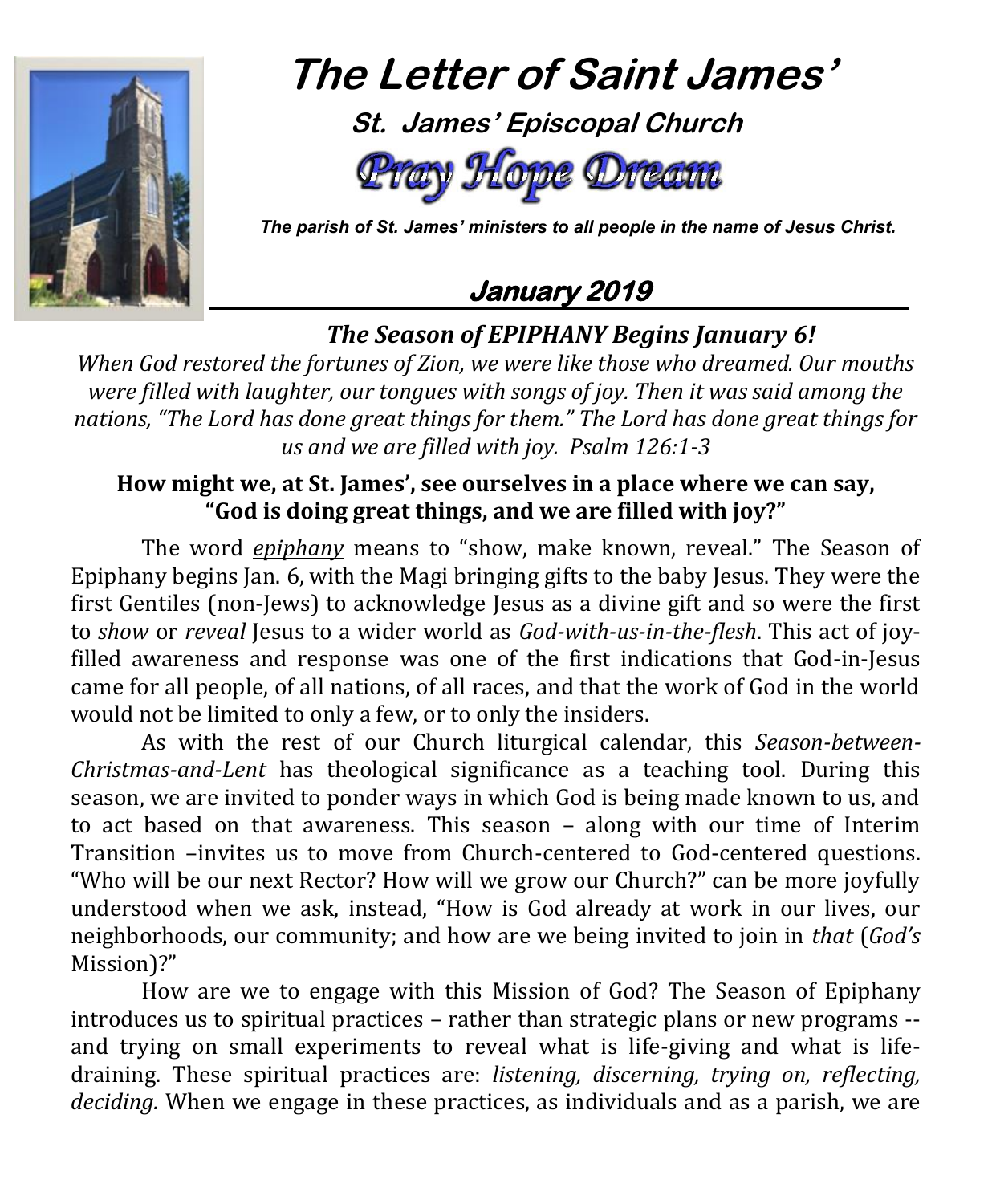# The Letter of Saint James'

### St. James' Episcopal Church

**Pray Hope Dream**

***The parish of St. James' ministers to all people in the name of Jesus Christ.***

## January 2019

### *The Season of EPIPHANY Begins January 6!*

*When God restored the fortunes of Zion, we were like those who dreamed. Our mouths were filled with laughter, our tongues with songs of joy. Then it was said among the nations, "The Lord has done great things for them." The Lord has done great things for us and we are filled with joy. Psalm 126:1-3*

**How might we, at St. James', see ourselves in a place where we can say, "God is doing great things, and we are filled with joy?"**

The word *epiphany* means to "show, make known, reveal." The Season of Epiphany begins Jan. 6, with the Magi bringing gifts to the baby Jesus. They were the first Gentiles (non-Jews) to acknowledge Jesus as a divine gift and so were the first to *show* or *reveal* Jesus to a wider world as *God-with-us-in-the-flesh*. This act of joy-filled awareness and response was one of the first indications that God-in-Jesus came for all people, of all nations, of all races, and that the work of God in the world would not be limited to only a few, or to only the insiders.

As with the rest of our Church liturgical calendar, this *Season-between-Christmas-and-Lent* has theological significance as a teaching tool. During this season, we are invited to ponder ways in which God is being made known to us, and to act based on that awareness. This season – along with our time of Interim Transition –invites us to move from Church-centered to God-centered questions. "Who will be our next Rector? How will we grow our Church?" can be more joyfully understood when we ask, instead, "How is God already at work in our lives, our neighborhoods, our community; and how are we being invited to join in *that* (*God's* Mission)?"

How are we to engage with this Mission of God? The Season of Epiphany introduces us to spiritual practices – rather than strategic plans or new programs -- and trying on small experiments to reveal what is life-giving and what is life-draining. These spiritual practices are: *listening, discerning, trying on, reflecting, deciding.* When we engage in these practices, as individuals and as a parish, we are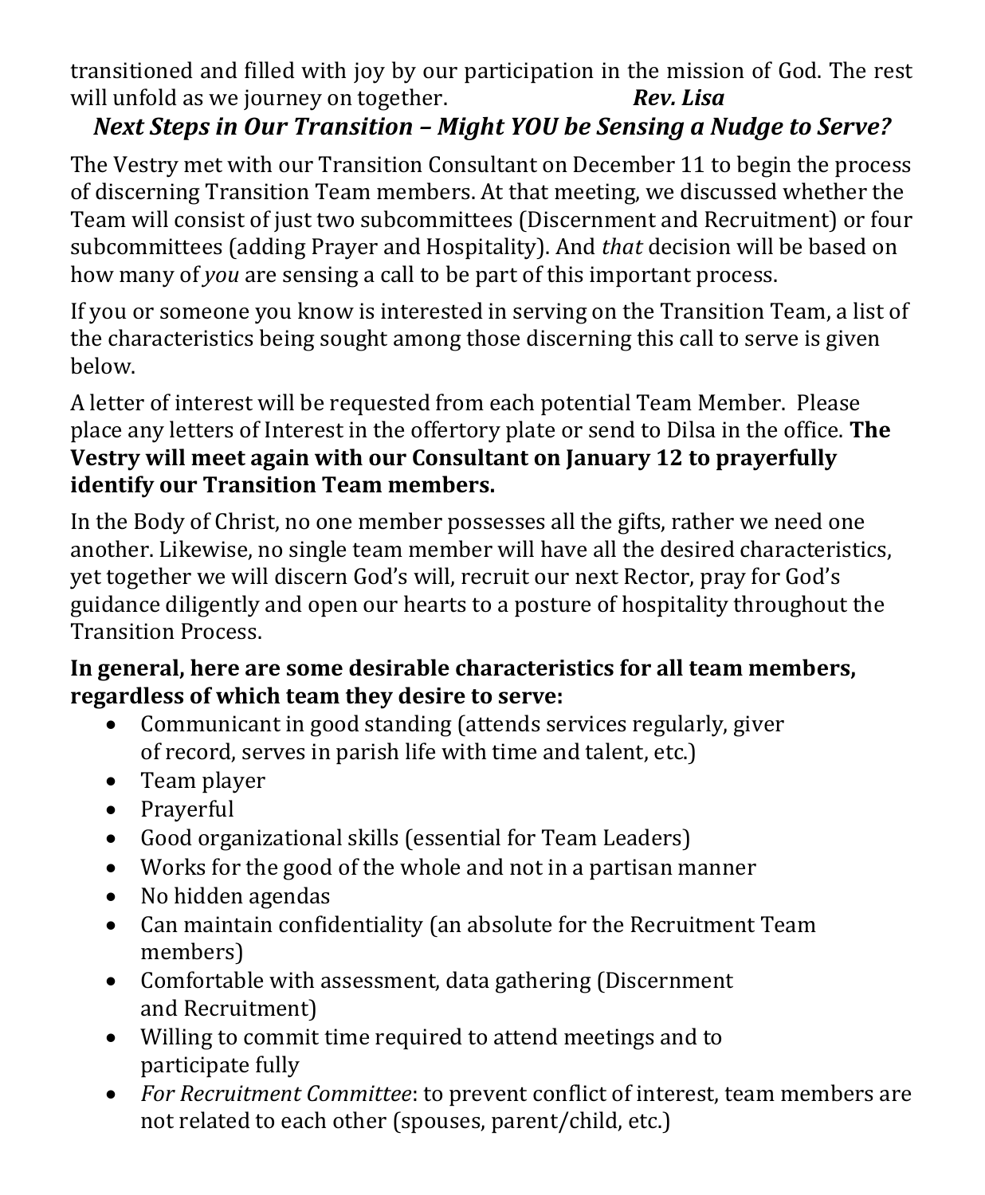transitioned and filled with joy by our participation in the mission of God. The rest will unfold as we journey on together. ***Rev. Lisa***

## *Next Steps in Our Transition – Might YOU be Sensing a Nudge to Serve?*

The Vestry met with our Transition Consultant on December 11 to begin the process of discerning Transition Team members. At that meeting, we discussed whether the Team will consist of just two subcommittees (Discernment and Recruitment) or four subcommittees (adding Prayer and Hospitality). And *that* decision will be based on how many of *you* are sensing a call to be part of this important process.

If you or someone you know is interested in serving on the Transition Team, a list of the characteristics being sought among those discerning this call to serve is given below.

A letter of interest will be requested from each potential Team Member. Please place any letters of Interest in the offertory plate or send to Dilsa in the office. **The Vestry will meet again with our Consultant on January 12 to prayerfully identify our Transition Team members.**

In the Body of Christ, no one member possesses all the gifts, rather we need one another. Likewise, no single team member will have all the desired characteristics, yet together we will discern God's will, recruit our next Rector, pray for God's guidance diligently and open our hearts to a posture of hospitality throughout the Transition Process.

**In general, here are some desirable characteristics for all team members, regardless of which team they desire to serve:**

- Communicant in good standing (attends services regularly, giver of record, serves in parish life with time and talent, etc.)
- Team player
- Prayerful
- Good organizational skills (essential for Team Leaders)
- Works for the good of the whole and not in a partisan manner
- No hidden agendas
- Can maintain confidentiality (an absolute for the Recruitment Team members)
- Comfortable with assessment, data gathering (Discernment and Recruitment)
- Willing to commit time required to attend meetings and to participate fully
- *For Recruitment Committee*: to prevent conflict of interest, team members are not related to each other (spouses, parent/child, etc.)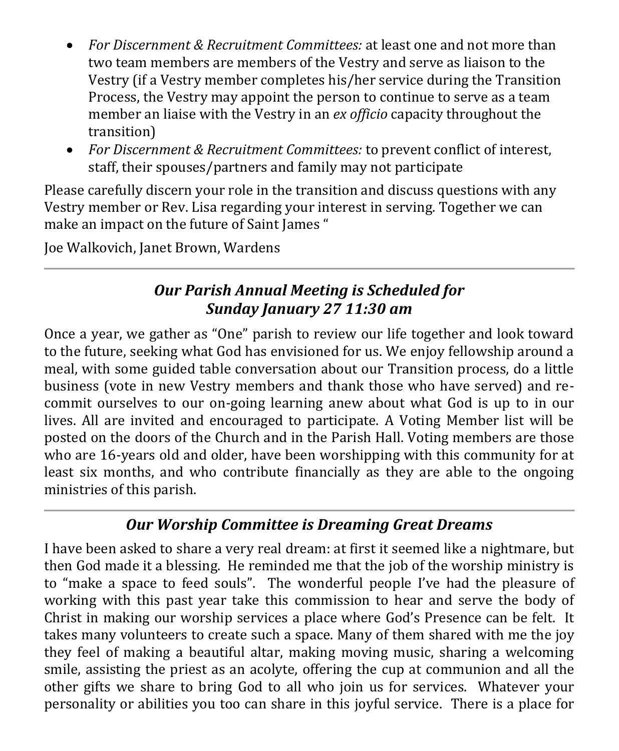- *For Discernment & Recruitment Committees:* at least one and not more than two team members are members of the Vestry and serve as liaison to the Vestry (if a Vestry member completes his/her service during the Transition Process, the Vestry may appoint the person to continue to serve as a team member an liaise with the Vestry in an *ex officio* capacity throughout the transition)
- *For Discernment & Recruitment Committees:* to prevent conflict of interest, staff, their spouses/partners and family may not participate

Please carefully discern your role in the transition and discuss questions with any Vestry member or Rev. Lisa regarding your interest in serving. Together we can make an impact on the future of Saint James "

Joe Walkovich, Janet Brown, Wardens

---

## *Our Parish Annual Meeting is Scheduled for Sunday January 27 11:30 am*

Once a year, we gather as "One" parish to review our life together and look toward to the future, seeking what God has envisioned for us. We enjoy fellowship around a meal, with some guided table conversation about our Transition process, do a little business (vote in new Vestry members and thank those who have served) and re-commit ourselves to our on-going learning anew about what God is up to in our lives. All are invited and encouraged to participate. A Voting Member list will be posted on the doors of the Church and in the Parish Hall. Voting members are those who are 16-years old and older, have been worshipping with this community for at least six months, and who contribute financially as they are able to the ongoing ministries of this parish.

---

## *Our Worship Committee is Dreaming Great Dreams*

I have been asked to share a very real dream: at first it seemed like a nightmare, but then God made it a blessing. He reminded me that the job of the worship ministry is to "make a space to feed souls". The wonderful people I've had the pleasure of working with this past year take this commission to hear and serve the body of Christ in making our worship services a place where God's Presence can be felt. It takes many volunteers to create such a space. Many of them shared with me the joy they feel of making a beautiful altar, making moving music, sharing a welcoming smile, assisting the priest as an acolyte, offering the cup at communion and all the other gifts we share to bring God to all who join us for services. Whatever your personality or abilities you too can share in this joyful service. There is a place for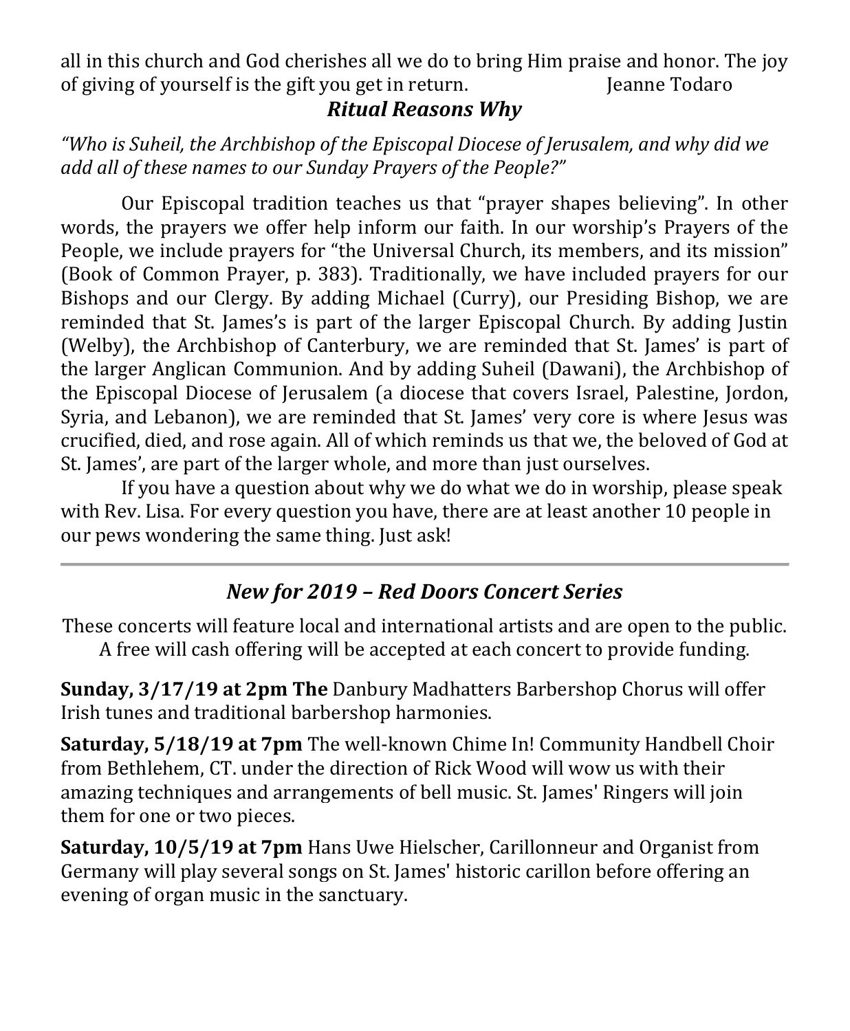all in this church and God cherishes all we do to bring Him praise and honor. The joy of giving of yourself is the gift you get in return. Jeanne Todaro

## *Ritual Reasons Why*

*"Who is Suheil, the Archbishop of the Episcopal Diocese of Jerusalem, and why did we add all of these names to our Sunday Prayers of the People?"*

Our Episcopal tradition teaches us that "prayer shapes believing". In other words, the prayers we offer help inform our faith. In our worship's Prayers of the People, we include prayers for "the Universal Church, its members, and its mission" (Book of Common Prayer, p. 383). Traditionally, we have included prayers for our Bishops and our Clergy. By adding Michael (Curry), our Presiding Bishop, we are reminded that St. James's is part of the larger Episcopal Church. By adding Justin (Welby), the Archbishop of Canterbury, we are reminded that St. James' is part of the larger Anglican Communion. And by adding Suheil (Dawani), the Archbishop of the Episcopal Diocese of Jerusalem (a diocese that covers Israel, Palestine, Jordon, Syria, and Lebanon), we are reminded that St. James' very core is where Jesus was crucified, died, and rose again. All of which reminds us that we, the beloved of God at St. James', are part of the larger whole, and more than just ourselves.

If you have a question about why we do what we do in worship, please speak with Rev. Lisa. For every question you have, there are at least another 10 people in our pews wondering the same thing. Just ask!

---

## *New for 2019 – Red Doors Concert Series*

These concerts will feature local and international artists and are open to the public. A free will cash offering will be accepted at each concert to provide funding.

**Sunday, 3/17/19 at 2pm The** Danbury Madhatters Barbershop Chorus will offer Irish tunes and traditional barbershop harmonies.

**Saturday, 5/18/19 at 7pm** The well-known Chime In! Community Handbell Choir from Bethlehem, CT. under the direction of Rick Wood will wow us with their amazing techniques and arrangements of bell music. St. James' Ringers will join them for one or two pieces.

**Saturday, 10/5/19 at 7pm** Hans Uwe Hielscher, Carillonneur and Organist from Germany will play several songs on St. James' historic carillon before offering an evening of organ music in the sanctuary.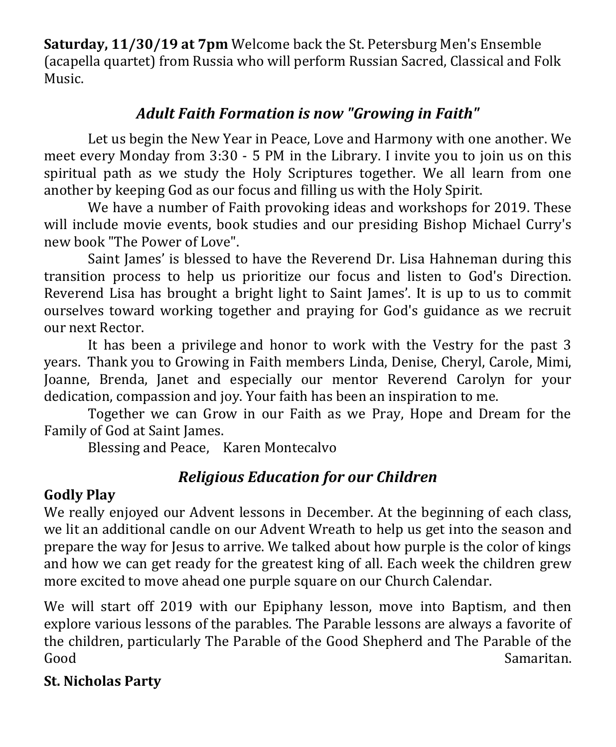**Saturday, 11/30/19 at 7pm** Welcome back the St. Petersburg Men's Ensemble (acapella quartet) from Russia who will perform Russian Sacred, Classical and Folk Music.

## *Adult Faith Formation is now "Growing in Faith"*

Let us begin the New Year in Peace, Love and Harmony with one another. We meet every Monday from 3:30 - 5 PM in the Library. I invite you to join us on this spiritual path as we study the Holy Scriptures together. We all learn from one another by keeping God as our focus and filling us with the Holy Spirit.

We have a number of Faith provoking ideas and workshops for 2019. These will include movie events, book studies and our presiding Bishop Michael Curry's new book "The Power of Love".

Saint James' is blessed to have the Reverend Dr. Lisa Hahneman during this transition process to help us prioritize our focus and listen to God's Direction. Reverend Lisa has brought a bright light to Saint James'. It is up to us to commit ourselves toward working together and praying for God's guidance as we recruit our next Rector.

It has been a privilege and honor to work with the Vestry for the past 3 years. Thank you to Growing in Faith members Linda, Denise, Cheryl, Carole, Mimi, Joanne, Brenda, Janet and especially our mentor Reverend Carolyn for your dedication, compassion and joy. Your faith has been an inspiration to me.

Together we can Grow in our Faith as we Pray, Hope and Dream for the Family of God at Saint James.

Blessing and Peace, Karen Montecalvo

## *Religious Education for our Children*

**Godly Play**

We really enjoyed our Advent lessons in December. At the beginning of each class, we lit an additional candle on our Advent Wreath to help us get into the season and prepare the way for Jesus to arrive. We talked about how purple is the color of kings and how we can get ready for the greatest king of all. Each week the children grew more excited to move ahead one purple square on our Church Calendar.

We will start off 2019 with our Epiphany lesson, move into Baptism, and then explore various lessons of the parables. The Parable lessons are always a favorite of the children, particularly The Parable of the Good Shepherd and The Parable of the Good Samaritan.

**St. Nicholas Party**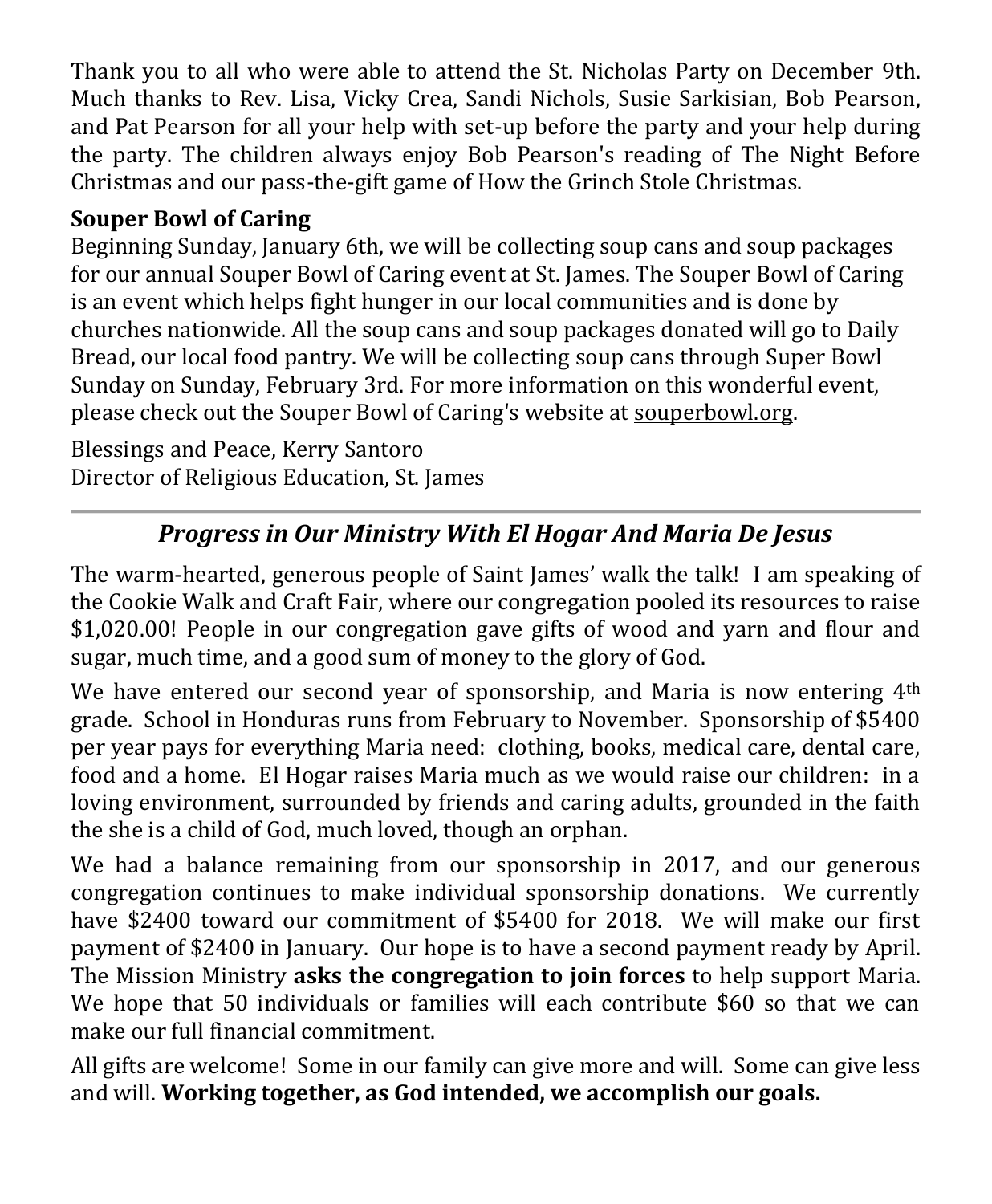Thank you to all who were able to attend the St. Nicholas Party on December 9th. Much thanks to Rev. Lisa, Vicky Crea, Sandi Nichols, Susie Sarkisian, Bob Pearson, and Pat Pearson for all your help with set-up before the party and your help during the party. The children always enjoy Bob Pearson's reading of The Night Before Christmas and our pass-the-gift game of How the Grinch Stole Christmas.

**Souper Bowl of Caring**

Beginning Sunday, January 6th, we will be collecting soup cans and soup packages for our annual Souper Bowl of Caring event at St. James. The Souper Bowl of Caring is an event which helps fight hunger in our local communities and is done by churches nationwide. All the soup cans and soup packages donated will go to Daily Bread, our local food pantry. We will be collecting soup cans through Super Bowl Sunday on Sunday, February 3rd. For more information on this wonderful event, please check out the Souper Bowl of Caring's website at souperbowl.org.

Blessings and Peace, Kerry Santoro
Director of Religious Education, St. James

---

## *Progress in Our Ministry With El Hogar And Maria De Jesus*

The warm-hearted, generous people of Saint James' walk the talk! I am speaking of the Cookie Walk and Craft Fair, where our congregation pooled its resources to raise $1,020.00! People in our congregation gave gifts of wood and yarn and flour and sugar, much time, and a good sum of money to the glory of God.

We have entered our second year of sponsorship, and Maria is now entering 4th grade. School in Honduras runs from February to November. Sponsorship of $5400 per year pays for everything Maria need: clothing, books, medical care, dental care, food and a home. El Hogar raises Maria much as we would raise our children: in a loving environment, surrounded by friends and caring adults, grounded in the faith the she is a child of God, much loved, though an orphan.

We had a balance remaining from our sponsorship in 2017, and our generous congregation continues to make individual sponsorship donations. We currently have $2400 toward our commitment of $5400 for 2018. We will make our first payment of $2400 in January. Our hope is to have a second payment ready by April. The Mission Ministry **asks the congregation to join forces** to help support Maria. We hope that 50 individuals or families will each contribute $60 so that we can make our full financial commitment.

All gifts are welcome! Some in our family can give more and will. Some can give less and will. **Working together, as God intended, we accomplish our goals.**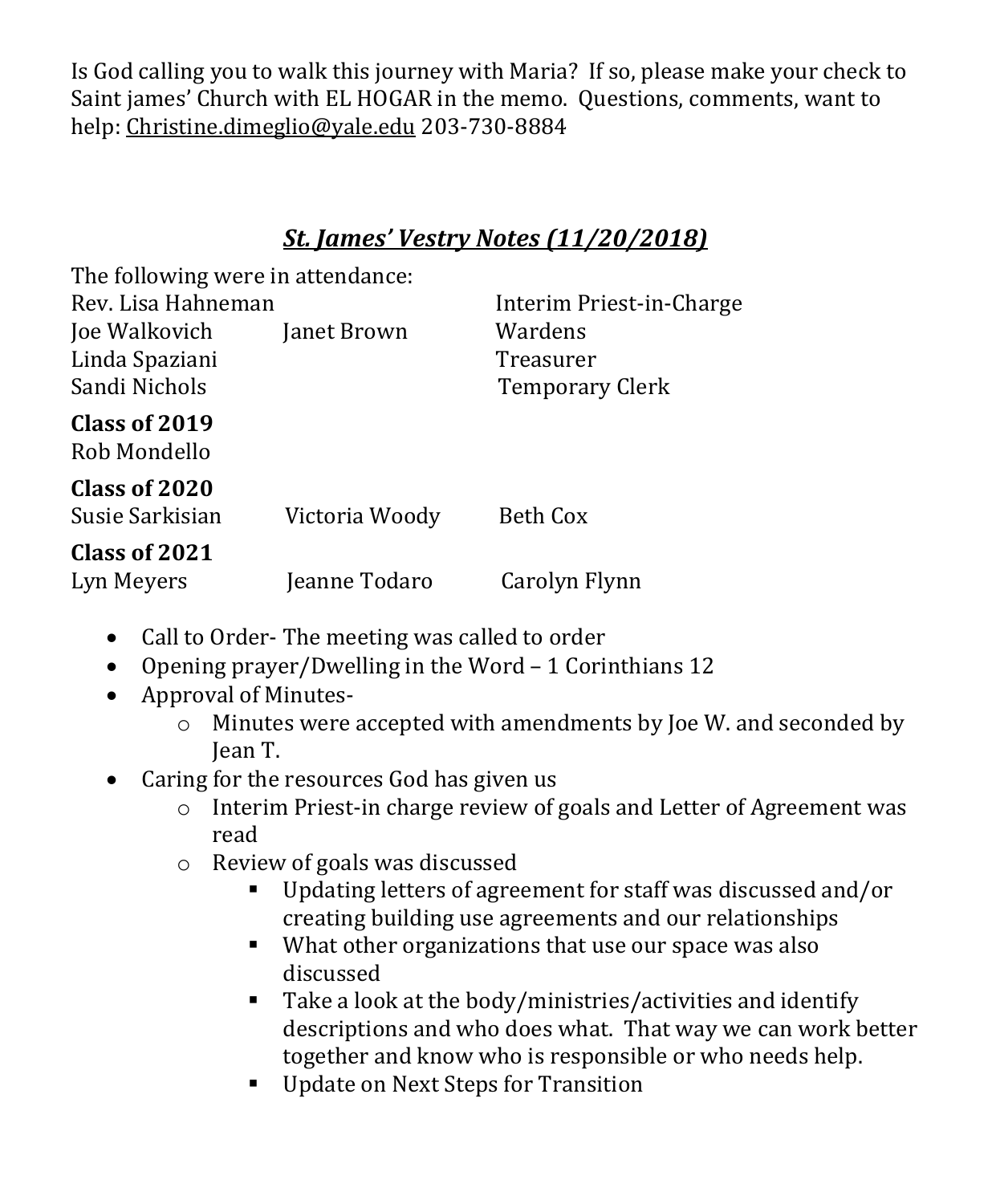Is God calling you to walk this journey with Maria? If so, please make your check to Saint james' Church with EL HOGAR in the memo. Questions, comments, want to help: Christine.dimeglio@yale.edu 203-730-8884

## ***St. James' Vestry Notes (11/20/2018)***

The following were in attendance:

| | | |
|---|---|---|
| Rev. Lisa Hahneman | | Interim Priest-in-Charge |
| Joe Walkovich | Janet Brown | Wardens |
| Linda Spaziani | | Treasurer |
| Sandi Nichols | | Temporary Clerk |

**Class of 2019**

Rob Mondello

**Class of 2020**

Susie Sarkisian &nbsp;&nbsp; Victoria Woody &nbsp;&nbsp; Beth Cox

**Class of 2021**

Lyn Meyers &nbsp;&nbsp; Jeanne Todaro &nbsp;&nbsp; Carolyn Flynn

- Call to Order- The meeting was called to order
- Opening prayer/Dwelling in the Word – 1 Corinthians 12
- Approval of Minutes-
  - Minutes were accepted with amendments by Joe W. and seconded by Jean T.
- Caring for the resources God has given us
  - Interim Priest-in charge review of goals and Letter of Agreement was read
  - Review of goals was discussed
    - Updating letters of agreement for staff was discussed and/or creating building use agreements and our relationships
    - What other organizations that use our space was also discussed
    - Take a look at the body/ministries/activities and identify descriptions and who does what. That way we can work better together and know who is responsible or who needs help.
    - Update on Next Steps for Transition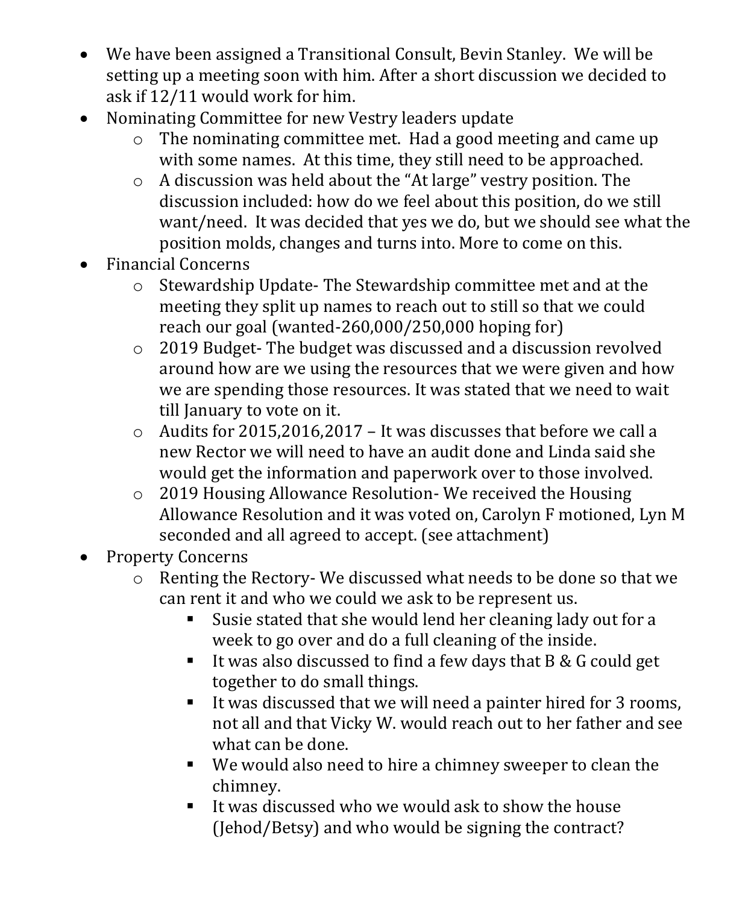- We have been assigned a Transitional Consult, Bevin Stanley. We will be setting up a meeting soon with him. After a short discussion we decided to ask if 12/11 would work for him.
- Nominating Committee for new Vestry leaders update
    - The nominating committee met. Had a good meeting and came up with some names. At this time, they still need to be approached.
    - A discussion was held about the "At large" vestry position. The discussion included: how do we feel about this position, do we still want/need. It was decided that yes we do, but we should see what the position molds, changes and turns into. More to come on this.
- Financial Concerns
    - Stewardship Update- The Stewardship committee met and at the meeting they split up names to reach out to still so that we could reach our goal (wanted-260,000/250,000 hoping for)
    - 2019 Budget- The budget was discussed and a discussion revolved around how are we using the resources that we were given and how we are spending those resources. It was stated that we need to wait till January to vote on it.
    - Audits for 2015,2016,2017 – It was discusses that before we call a new Rector we will need to have an audit done and Linda said she would get the information and paperwork over to those involved.
    - 2019 Housing Allowance Resolution- We received the Housing Allowance Resolution and it was voted on, Carolyn F motioned, Lyn M seconded and all agreed to accept. (see attachment)
- Property Concerns
    - Renting the Rectory- We discussed what needs to be done so that we can rent it and who we could we ask to be represent us.
        - Susie stated that she would lend her cleaning lady out for a week to go over and do a full cleaning of the inside.
        - It was also discussed to find a few days that B & G could get together to do small things.
        - It was discussed that we will need a painter hired for 3 rooms, not all and that Vicky W. would reach out to her father and see what can be done.
        - We would also need to hire a chimney sweeper to clean the chimney.
        - It was discussed who we would ask to show the house (Jehod/Betsy) and who would be signing the contract?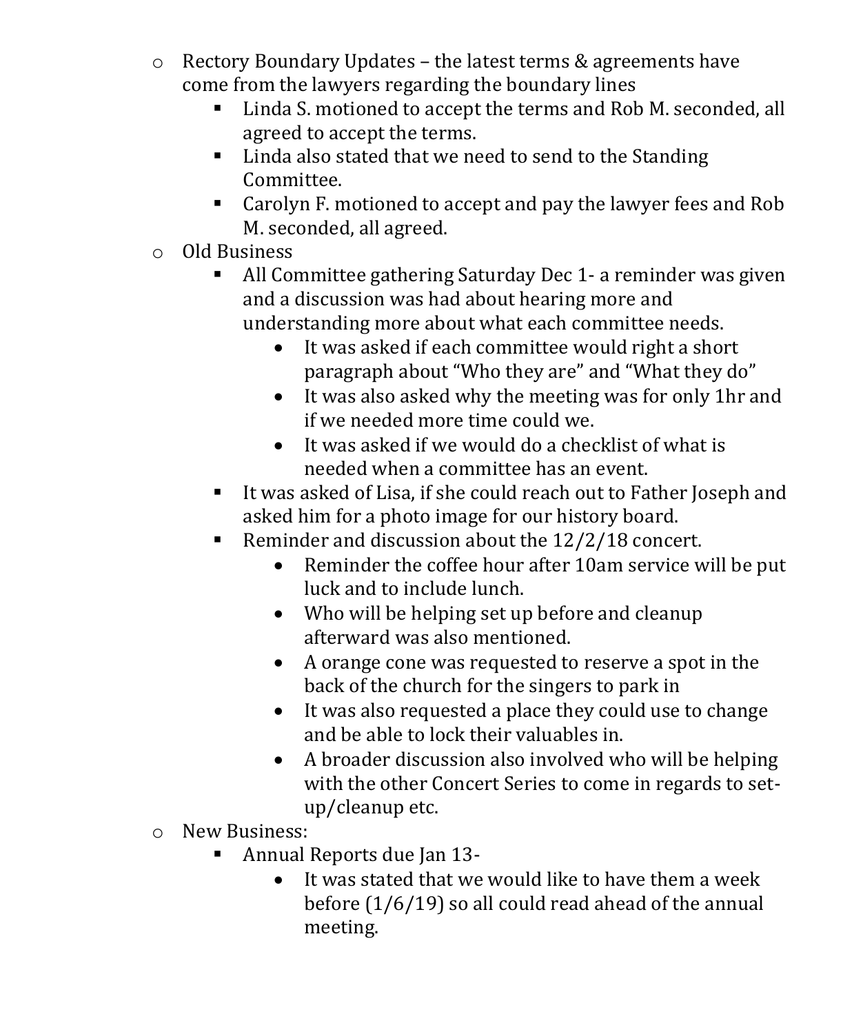- Rectory Boundary Updates – the latest terms & agreements have come from the lawyers regarding the boundary lines
  - Linda S. motioned to accept the terms and Rob M. seconded, all agreed to accept the terms.
  - Linda also stated that we need to send to the Standing Committee.
  - Carolyn F. motioned to accept and pay the lawyer fees and Rob M. seconded, all agreed.
- Old Business
  - All Committee gathering Saturday Dec 1- a reminder was given and a discussion was had about hearing more and understanding more about what each committee needs.
    - It was asked if each committee would right a short paragraph about "Who they are" and "What they do"
    - It was also asked why the meeting was for only 1hr and if we needed more time could we.
    - It was asked if we would do a checklist of what is needed when a committee has an event.
  - It was asked of Lisa, if she could reach out to Father Joseph and asked him for a photo image for our history board.
  - Reminder and discussion about the 12/2/18 concert.
    - Reminder the coffee hour after 10am service will be put luck and to include lunch.
    - Who will be helping set up before and cleanup afterward was also mentioned.
    - A orange cone was requested to reserve a spot in the back of the church for the singers to park in
    - It was also requested a place they could use to change and be able to lock their valuables in.
    - A broader discussion also involved who will be helping with the other Concert Series to come in regards to set-up/cleanup etc.
- New Business:
  - Annual Reports due Jan 13-
    - It was stated that we would like to have them a week before (1/6/19) so all could read ahead of the annual meeting.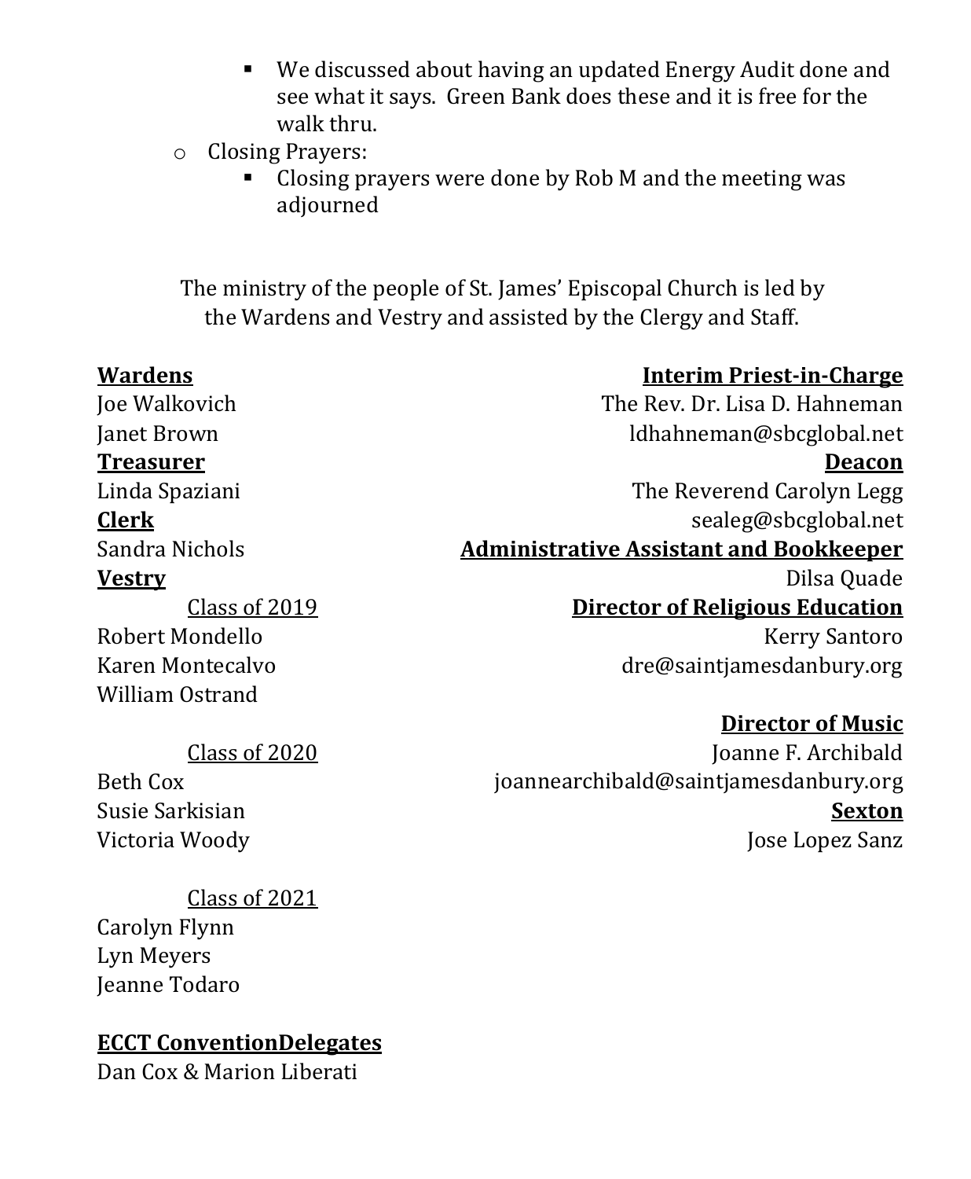- We discussed about having an updated Energy Audit done and see what it says. Green Bank does these and it is free for the walk thru.
    - Closing Prayers:
        - Closing prayers were done by Rob M and the meeting was adjourned

The ministry of the people of St. James' Episcopal Church is led by the Wardens and Vestry and assisted by the Clergy and Staff.

**Wardens**
Joe Walkovich
Janet Brown

**Treasurer**
Linda Spaziani

**Clerk**
Sandra Nichols

**Vestry**

Class of 2019
Robert Mondello
Karen Montecalvo
William Ostrand

Class of 2020
Beth Cox
Susie Sarkisian
Victoria Woody

Class of 2021
Carolyn Flynn
Lyn Meyers
Jeanne Todaro

**ECCT ConventionDelegates**
Dan Cox & Marion Liberati

**Interim Priest-in-Charge**
The Rev. Dr. Lisa D. Hahneman
ldhahneman@sbcglobal.net

**Deacon**
The Reverend Carolyn Legg
sealeg@sbcglobal.net

**Administrative Assistant and Bookkeeper**
Dilsa Quade

**Director of Religious Education**
Kerry Santoro
dre@saintjamesdanbury.org

**Director of Music**
Joanne F. Archibald
joannearchibald@saintjamesdanbury.org

**Sexton**
Jose Lopez Sanz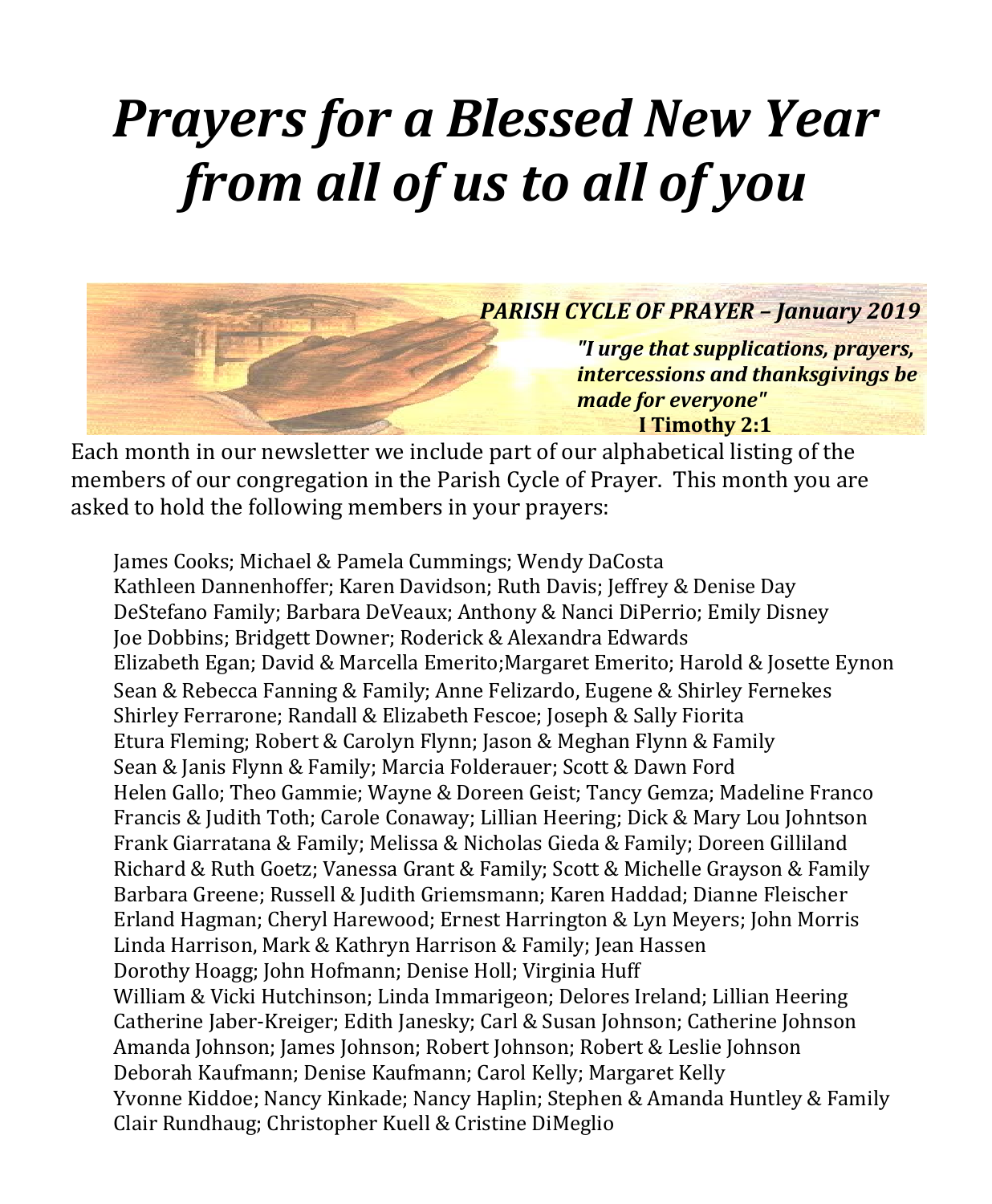# *Prayers for a Blessed New Year from all of us to all of you*

***PARISH CYCLE OF PRAYER – January 2019***

***"I urge that supplications, prayers, intercessions and thanksgivings be made for everyone"***
**I Timothy 2:1**

Each month in our newsletter we include part of our alphabetical listing of the members of our congregation in the Parish Cycle of Prayer. This month you are asked to hold the following members in your prayers:

James Cooks; Michael & Pamela Cummings; Wendy DaCosta
Kathleen Dannenhoffer; Karen Davidson; Ruth Davis; Jeffrey & Denise Day
DeStefano Family; Barbara DeVeaux; Anthony & Nanci DiPerrio; Emily Disney
Joe Dobbins; Bridgett Downer; Roderick & Alexandra Edwards
Elizabeth Egan; David & Marcella Emerito;Margaret Emerito; Harold & Josette Eynon
Sean & Rebecca Fanning & Family; Anne Felizardo, Eugene & Shirley Fernekes
Shirley Ferrarone; Randall & Elizabeth Fescoe; Joseph & Sally Fiorita
Etura Fleming; Robert & Carolyn Flynn; Jason & Meghan Flynn & Family
Sean & Janis Flynn & Family; Marcia Folderauer; Scott & Dawn Ford
Helen Gallo; Theo Gammie; Wayne & Doreen Geist; Tancy Gemza; Madeline Franco
Francis & Judith Toth; Carole Conaway; Lillian Heering; Dick & Mary Lou Johntson
Frank Giarratana & Family; Melissa & Nicholas Gieda & Family; Doreen Gilliland
Richard & Ruth Goetz; Vanessa Grant & Family; Scott & Michelle Grayson & Family
Barbara Greene; Russell & Judith Griemsmann; Karen Haddad; Dianne Fleischer
Erland Hagman; Cheryl Harewood; Ernest Harrington & Lyn Meyers; John Morris
Linda Harrison, Mark & Kathryn Harrison & Family; Jean Hassen
Dorothy Hoagg; John Hofmann; Denise Holl; Virginia Huff
William & Vicki Hutchinson; Linda Immarigeon; Delores Ireland; Lillian Heering
Catherine Jaber-Kreiger; Edith Janesky; Carl & Susan Johnson; Catherine Johnson
Amanda Johnson; James Johnson; Robert Johnson; Robert & Leslie Johnson
Deborah Kaufmann; Denise Kaufmann; Carol Kelly; Margaret Kelly
Yvonne Kiddoe; Nancy Kinkade; Nancy Haplin; Stephen & Amanda Huntley & Family
Clair Rundhaug; Christopher Kuell & Cristine DiMeglio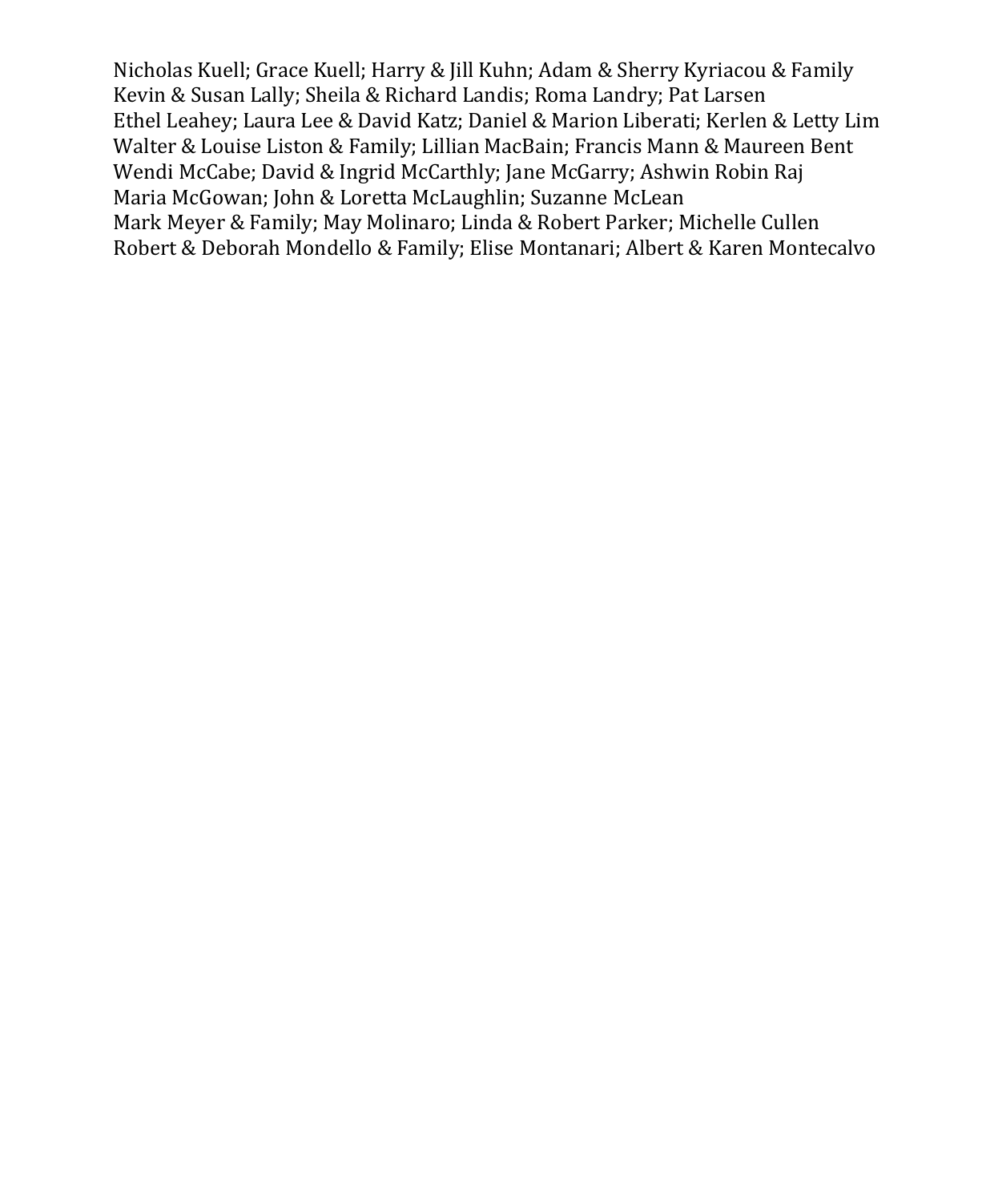Nicholas Kuell; Grace Kuell; Harry & Jill Kuhn; Adam & Sherry Kyriacou & Family
Kevin & Susan Lally; Sheila & Richard Landis; Roma Landry; Pat Larsen
Ethel Leahey; Laura Lee & David Katz; Daniel & Marion Liberati; Kerlen & Letty Lim
Walter & Louise Liston & Family; Lillian MacBain; Francis Mann & Maureen Bent
Wendi McCabe; David & Ingrid McCarthly; Jane McGarry; Ashwin Robin Raj
Maria McGowan; John & Loretta McLaughlin; Suzanne McLean
Mark Meyer & Family; May Molinaro; Linda & Robert Parker; Michelle Cullen
Robert & Deborah Mondello & Family; Elise Montanari; Albert & Karen Montecalvo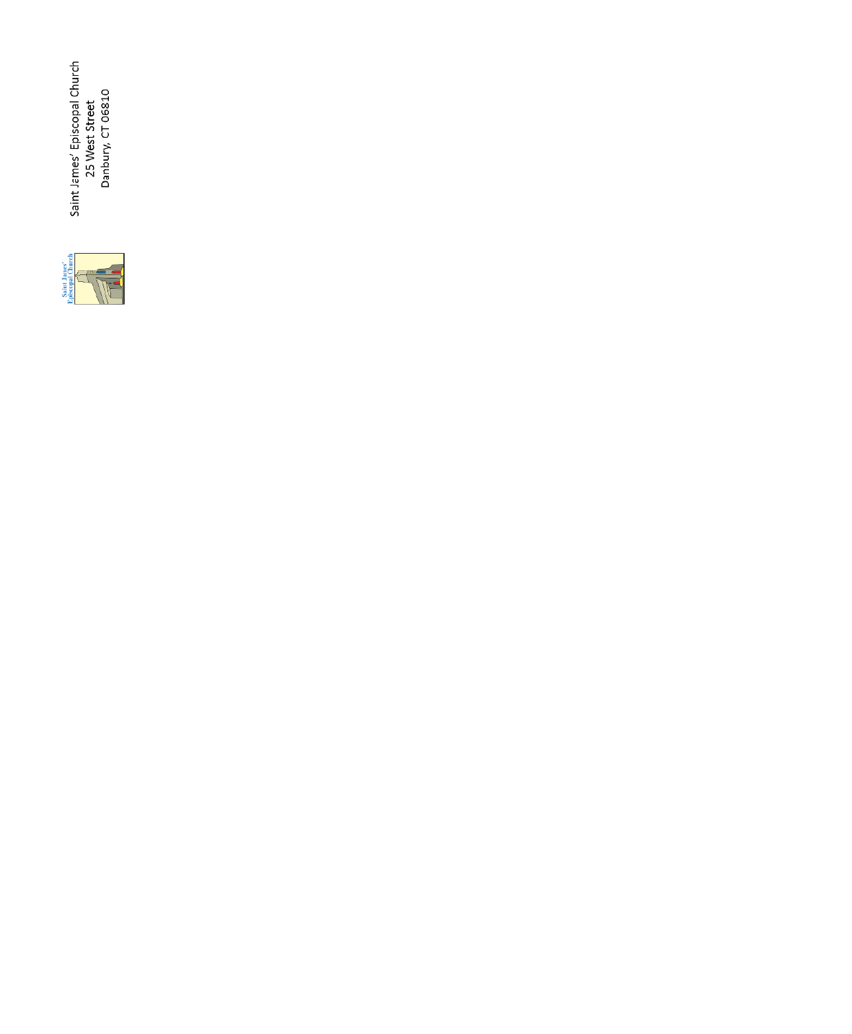Saint James' Episcopal Church
25 West Street
Danbury, CT 06810